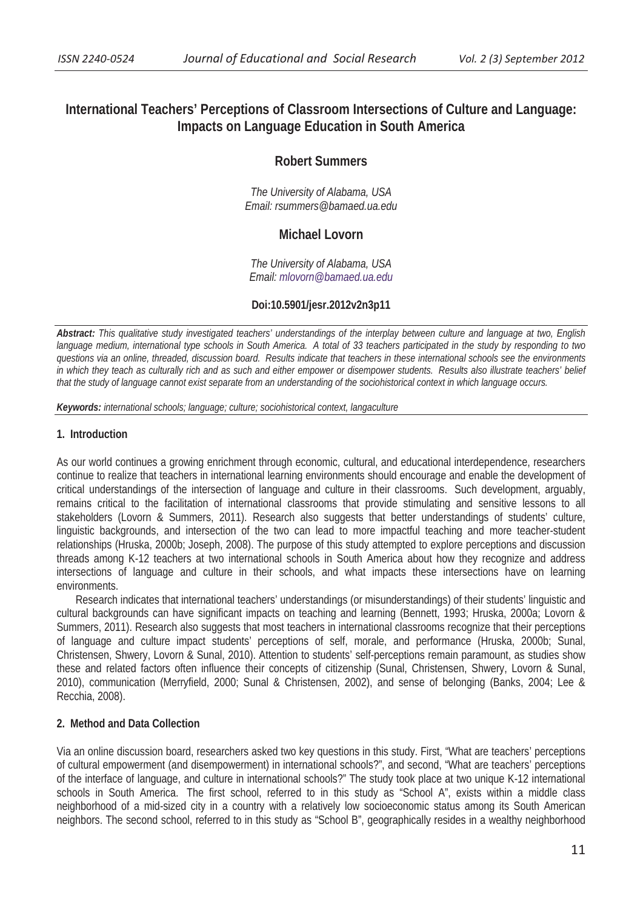# International Teachers' Perceptions of Classroom Intersections of Culture and Language: Impacts on Language Education in South America

**Robert Summers**

*The University of Alabama, USA*
*Email: rsummers@bamaed.ua.edu*

**Michael Lovorn**

*The University of Alabama, USA*
*Email: mlovorn@bamaed.ua.edu*

**Doi:10.5901/jesr.2012v2n3p11**

***Abstract:*** *This qualitative study investigated teachers' understandings of the interplay between culture and language at two, English language medium, international type schools in South America. A total of 33 teachers participated in the study by responding to two questions via an online, threaded, discussion board. Results indicate that teachers in these international schools see the environments in which they teach as culturally rich and as such and either empower or disempower students. Results also illustrate teachers' belief that the study of language cannot exist separate from an understanding of the sociohistorical context in which language occurs.*

***Keywords:*** *international schools; language; culture; sociohistorical context, langaculture*

## 1. Introduction

As our world continues a growing enrichment through economic, cultural, and educational interdependence, researchers continue to realize that teachers in international learning environments should encourage and enable the development of critical understandings of the intersection of language and culture in their classrooms. Such development, arguably, remains critical to the facilitation of international classrooms that provide stimulating and sensitive lessons to all stakeholders (Lovorn & Summers, 2011). Research also suggests that better understandings of students' culture, linguistic backgrounds, and intersection of the two can lead to more impactful teaching and more teacher-student relationships (Hruska, 2000b; Joseph, 2008). The purpose of this study attempted to explore perceptions and discussion threads among K-12 teachers at two international schools in South America about how they recognize and address intersections of language and culture in their schools, and what impacts these intersections have on learning environments.

Research indicates that international teachers' understandings (or misunderstandings) of their students' linguistic and cultural backgrounds can have significant impacts on teaching and learning (Bennett, 1993; Hruska, 2000a; Lovorn & Summers, 2011). Research also suggests that most teachers in international classrooms recognize that their perceptions of language and culture impact students' perceptions of self, morale, and performance (Hruska, 2000b; Sunal, Christensen, Shwery, Lovorn & Sunal, 2010). Attention to students' self-perceptions remain paramount, as studies show these and related factors often influence their concepts of citizenship (Sunal, Christensen, Shwery, Lovorn & Sunal, 2010), communication (Merryfield, 2000; Sunal & Christensen, 2002), and sense of belonging (Banks, 2004; Lee & Recchia, 2008).

## 2. Method and Data Collection

Via an online discussion board, researchers asked two key questions in this study. First, "What are teachers' perceptions of cultural empowerment (and disempowerment) in international schools?", and second, "What are teachers' perceptions of the interface of language, and culture in international schools?" The study took place at two unique K-12 international schools in South America. The first school, referred to in this study as "School A", exists within a middle class neighborhood of a mid-sized city in a country with a relatively low socioeconomic status among its South American neighbors. The second school, referred to in this study as "School B", geographically resides in a wealthy neighborhood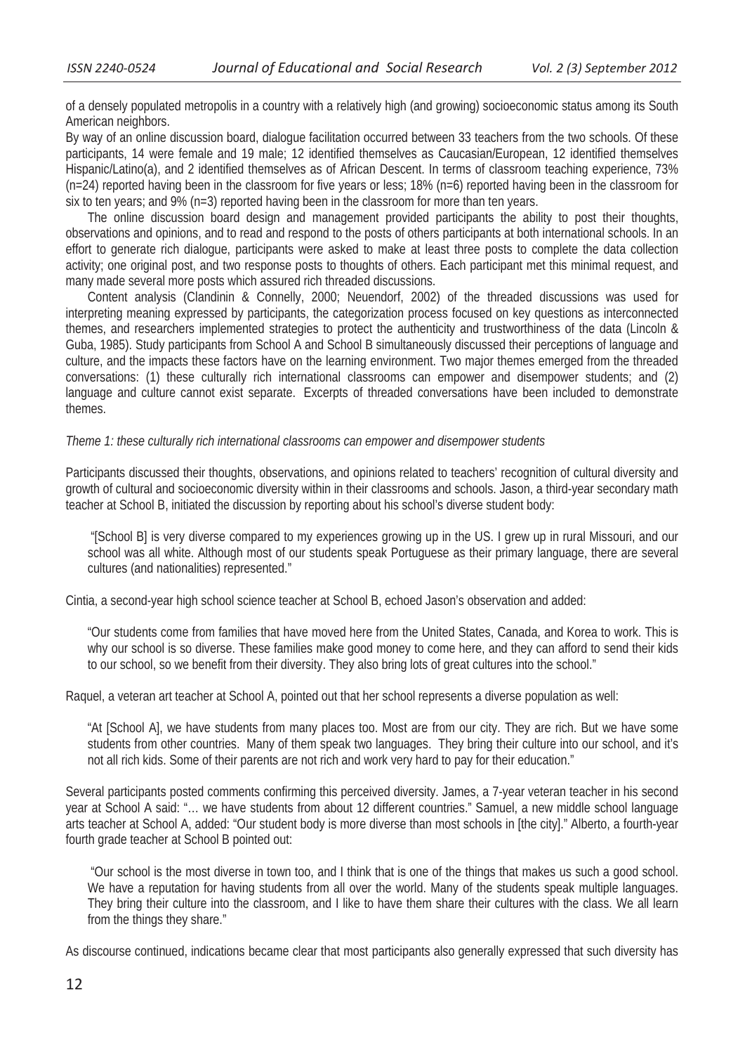of a densely populated metropolis in a country with a relatively high (and growing) socioeconomic status among its South American neighbors.

By way of an online discussion board, dialogue facilitation occurred between 33 teachers from the two schools. Of these participants, 14 were female and 19 male; 12 identified themselves as Caucasian/European, 12 identified themselves Hispanic/Latino(a), and 2 identified themselves as of African Descent. In terms of classroom teaching experience, 73% (n=24) reported having been in the classroom for five years or less; 18% (n=6) reported having been in the classroom for six to ten years; and 9% (n=3) reported having been in the classroom for more than ten years.

The online discussion board design and management provided participants the ability to post their thoughts, observations and opinions, and to read and respond to the posts of others participants at both international schools. In an effort to generate rich dialogue, participants were asked to make at least three posts to complete the data collection activity; one original post, and two response posts to thoughts of others. Each participant met this minimal request, and many made several more posts which assured rich threaded discussions.

Content analysis (Clandinin & Connelly, 2000; Neuendorf, 2002) of the threaded discussions was used for interpreting meaning expressed by participants, the categorization process focused on key questions as interconnected themes, and researchers implemented strategies to protect the authenticity and trustworthiness of the data (Lincoln & Guba, 1985). Study participants from School A and School B simultaneously discussed their perceptions of language and culture, and the impacts these factors have on the learning environment. Two major themes emerged from the threaded conversations: (1) these culturally rich international classrooms can empower and disempower students; and (2) language and culture cannot exist separate. Excerpts of threaded conversations have been included to demonstrate themes.

*Theme 1: these culturally rich international classrooms can empower and disempower students*

Participants discussed their thoughts, observations, and opinions related to teachers' recognition of cultural diversity and growth of cultural and socioeconomic diversity within in their classrooms and schools. Jason, a third-year secondary math teacher at School B, initiated the discussion by reporting about his school's diverse student body:

> "[School B] is very diverse compared to my experiences growing up in the US. I grew up in rural Missouri, and our school was all white. Although most of our students speak Portuguese as their primary language, there are several cultures (and nationalities) represented."

Cintia, a second-year high school science teacher at School B, echoed Jason's observation and added:

> "Our students come from families that have moved here from the United States, Canada, and Korea to work. This is why our school is so diverse. These families make good money to come here, and they can afford to send their kids to our school, so we benefit from their diversity. They also bring lots of great cultures into the school."

Raquel, a veteran art teacher at School A, pointed out that her school represents a diverse population as well:

> "At [School A], we have students from many places too. Most are from our city. They are rich. But we have some students from other countries. Many of them speak two languages. They bring their culture into our school, and it's not all rich kids. Some of their parents are not rich and work very hard to pay for their education."

Several participants posted comments confirming this perceived diversity. James, a 7-year veteran teacher in his second year at School A said: "… we have students from about 12 different countries." Samuel, a new middle school language arts teacher at School A, added: "Our student body is more diverse than most schools in [the city]." Alberto, a fourth-year fourth grade teacher at School B pointed out:

> "Our school is the most diverse in town too, and I think that is one of the things that makes us such a good school. We have a reputation for having students from all over the world. Many of the students speak multiple languages. They bring their culture into the classroom, and I like to have them share their cultures with the class. We all learn from the things they share."

As discourse continued, indications became clear that most participants also generally expressed that such diversity has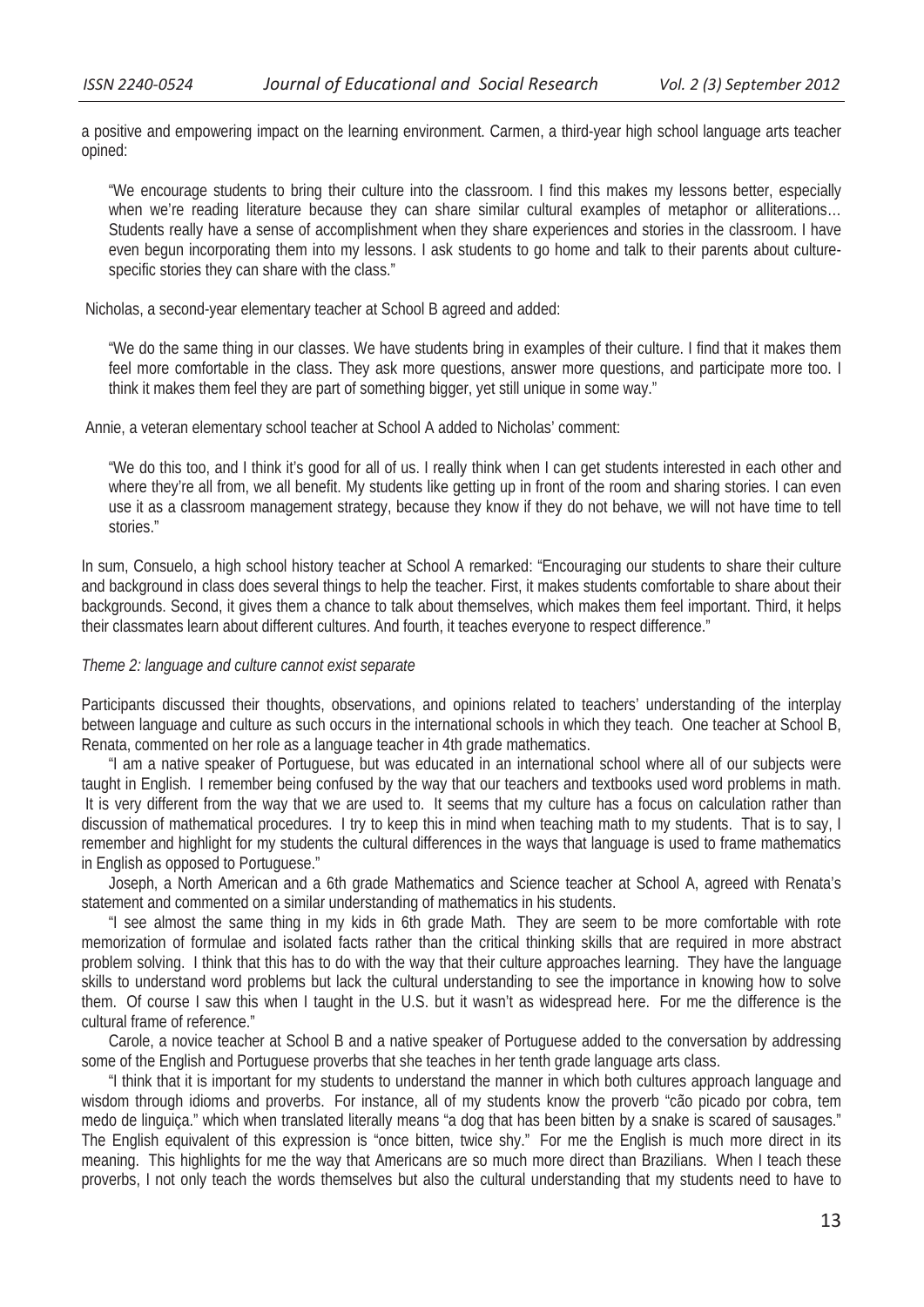a positive and empowering impact on the learning environment. Carmen, a third-year high school language arts teacher opined:

> "We encourage students to bring their culture into the classroom. I find this makes my lessons better, especially when we're reading literature because they can share similar cultural examples of metaphor or alliterations… Students really have a sense of accomplishment when they share experiences and stories in the classroom. I have even begun incorporating them into my lessons. I ask students to go home and talk to their parents about culture-specific stories they can share with the class."

Nicholas, a second-year elementary teacher at School B agreed and added:

> "We do the same thing in our classes. We have students bring in examples of their culture. I find that it makes them feel more comfortable in the class. They ask more questions, answer more questions, and participate more too. I think it makes them feel they are part of something bigger, yet still unique in some way."

Annie, a veteran elementary school teacher at School A added to Nicholas' comment:

> "We do this too, and I think it's good for all of us. I really think when I can get students interested in each other and where they're all from, we all benefit. My students like getting up in front of the room and sharing stories. I can even use it as a classroom management strategy, because they know if they do not behave, we will not have time to tell stories."

In sum, Consuelo, a high school history teacher at School A remarked: "Encouraging our students to share their culture and background in class does several things to help the teacher. First, it makes students comfortable to share about their backgrounds. Second, it gives them a chance to talk about themselves, which makes them feel important. Third, it helps their classmates learn about different cultures. And fourth, it teaches everyone to respect difference."

*Theme 2: language and culture cannot exist separate*

Participants discussed their thoughts, observations, and opinions related to teachers' understanding of the interplay between language and culture as such occurs in the international schools in which they teach. One teacher at School B, Renata, commented on her role as a language teacher in 4th grade mathematics.

"I am a native speaker of Portuguese, but was educated in an international school where all of our subjects were taught in English. I remember being confused by the way that our teachers and textbooks used word problems in math. It is very different from the way that we are used to. It seems that my culture has a focus on calculation rather than discussion of mathematical procedures. I try to keep this in mind when teaching math to my students. That is to say, I remember and highlight for my students the cultural differences in the ways that language is used to frame mathematics in English as opposed to Portuguese."

Joseph, a North American and a 6th grade Mathematics and Science teacher at School A, agreed with Renata's statement and commented on a similar understanding of mathematics in his students.

"I see almost the same thing in my kids in 6th grade Math. They are seem to be more comfortable with rote memorization of formulae and isolated facts rather than the critical thinking skills that are required in more abstract problem solving. I think that this has to do with the way that their culture approaches learning. They have the language skills to understand word problems but lack the cultural understanding to see the importance in knowing how to solve them. Of course I saw this when I taught in the U.S. but it wasn't as widespread here. For me the difference is the cultural frame of reference."

Carole, a novice teacher at School B and a native speaker of Portuguese added to the conversation by addressing some of the English and Portuguese proverbs that she teaches in her tenth grade language arts class.

"I think that it is important for my students to understand the manner in which both cultures approach language and wisdom through idioms and proverbs. For instance, all of my students know the proverb "cão picado por cobra, tem medo de linguiça." which when translated literally means "a dog that has been bitten by a snake is scared of sausages." The English equivalent of this expression is "once bitten, twice shy." For me the English is much more direct in its meaning. This highlights for me the way that Americans are so much more direct than Brazilians. When I teach these proverbs, I not only teach the words themselves but also the cultural understanding that my students need to have to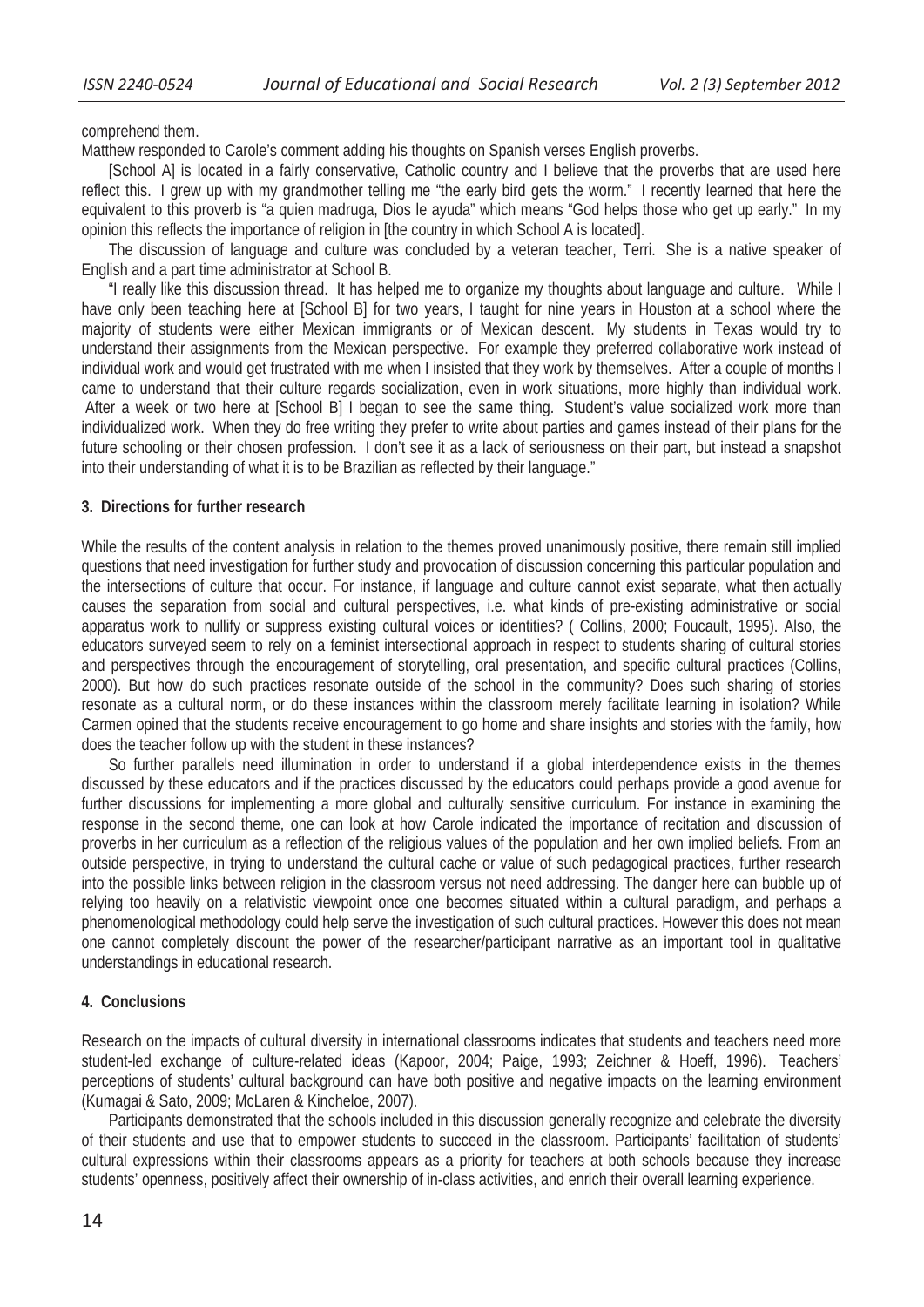comprehend them.

Matthew responded to Carole's comment adding his thoughts on Spanish verses English proverbs.

[School A] is located in a fairly conservative, Catholic country and I believe that the proverbs that are used here reflect this. I grew up with my grandmother telling me "the early bird gets the worm." I recently learned that here the equivalent to this proverb is "a quien madruga, Dios le ayuda" which means "God helps those who get up early." In my opinion this reflects the importance of religion in [the country in which School A is located].

The discussion of language and culture was concluded by a veteran teacher, Terri. She is a native speaker of English and a part time administrator at School B.

"I really like this discussion thread. It has helped me to organize my thoughts about language and culture. While I have only been teaching here at [School B] for two years, I taught for nine years in Houston at a school where the majority of students were either Mexican immigrants or of Mexican descent. My students in Texas would try to understand their assignments from the Mexican perspective. For example they preferred collaborative work instead of individual work and would get frustrated with me when I insisted that they work by themselves. After a couple of months I came to understand that their culture regards socialization, even in work situations, more highly than individual work. After a week or two here at [School B] I began to see the same thing. Student's value socialized work more than individualized work. When they do free writing they prefer to write about parties and games instead of their plans for the future schooling or their chosen profession. I don't see it as a lack of seriousness on their part, but instead a snapshot into their understanding of what it is to be Brazilian as reflected by their language."

## 3. Directions for further research

While the results of the content analysis in relation to the themes proved unanimously positive, there remain still implied questions that need investigation for further study and provocation of discussion concerning this particular population and the intersections of culture that occur. For instance, if language and culture cannot exist separate, what then actually causes the separation from social and cultural perspectives, i.e. what kinds of pre-existing administrative or social apparatus work to nullify or suppress existing cultural voices or identities? ( Collins, 2000; Foucault, 1995). Also, the educators surveyed seem to rely on a feminist intersectional approach in respect to students sharing of cultural stories and perspectives through the encouragement of storytelling, oral presentation, and specific cultural practices (Collins, 2000). But how do such practices resonate outside of the school in the community? Does such sharing of stories resonate as a cultural norm, or do these instances within the classroom merely facilitate learning in isolation? While Carmen opined that the students receive encouragement to go home and share insights and stories with the family, how does the teacher follow up with the student in these instances?

So further parallels need illumination in order to understand if a global interdependence exists in the themes discussed by these educators and if the practices discussed by the educators could perhaps provide a good avenue for further discussions for implementing a more global and culturally sensitive curriculum. For instance in examining the response in the second theme, one can look at how Carole indicated the importance of recitation and discussion of proverbs in her curriculum as a reflection of the religious values of the population and her own implied beliefs. From an outside perspective, in trying to understand the cultural cache or value of such pedagogical practices, further research into the possible links between religion in the classroom versus not need addressing. The danger here can bubble up of relying too heavily on a relativistic viewpoint once one becomes situated within a cultural paradigm, and perhaps a phenomenological methodology could help serve the investigation of such cultural practices. However this does not mean one cannot completely discount the power of the researcher/participant narrative as an important tool in qualitative understandings in educational research.

## 4. Conclusions

Research on the impacts of cultural diversity in international classrooms indicates that students and teachers need more student-led exchange of culture-related ideas (Kapoor, 2004; Paige, 1993; Zeichner & Hoeff, 1996). Teachers' perceptions of students' cultural background can have both positive and negative impacts on the learning environment (Kumagai & Sato, 2009; McLaren & Kincheloe, 2007).

Participants demonstrated that the schools included in this discussion generally recognize and celebrate the diversity of their students and use that to empower students to succeed in the classroom. Participants' facilitation of students' cultural expressions within their classrooms appears as a priority for teachers at both schools because they increase students' openness, positively affect their ownership of in-class activities, and enrich their overall learning experience.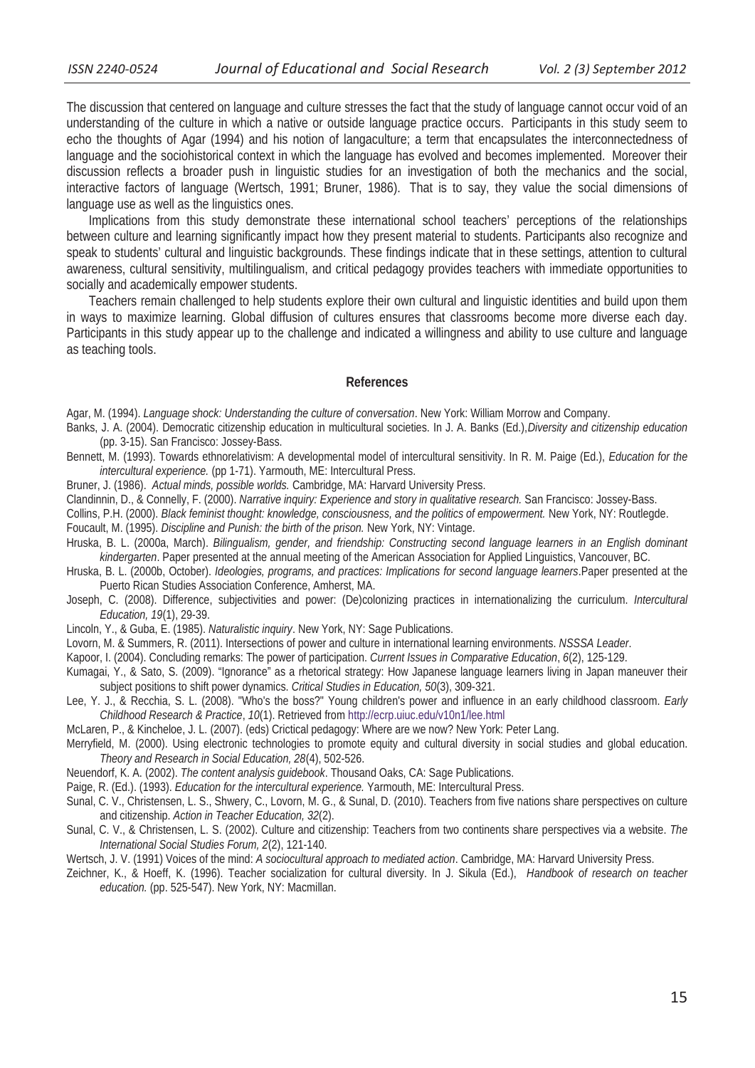The discussion that centered on language and culture stresses the fact that the study of language cannot occur void of an understanding of the culture in which a native or outside language practice occurs. Participants in this study seem to echo the thoughts of Agar (1994) and his notion of langaculture; a term that encapsulates the interconnectedness of language and the sociohistorical context in which the language has evolved and becomes implemented. Moreover their discussion reflects a broader push in linguistic studies for an investigation of both the mechanics and the social, interactive factors of language (Wertsch, 1991; Bruner, 1986). That is to say, they value the social dimensions of language use as well as the linguistics ones.

Implications from this study demonstrate these international school teachers' perceptions of the relationships between culture and learning significantly impact how they present material to students. Participants also recognize and speak to students' cultural and linguistic backgrounds. These findings indicate that in these settings, attention to cultural awareness, cultural sensitivity, multilingualism, and critical pedagogy provides teachers with immediate opportunities to socially and academically empower students.

Teachers remain challenged to help students explore their own cultural and linguistic identities and build upon them in ways to maximize learning. Global diffusion of cultures ensures that classrooms become more diverse each day. Participants in this study appear up to the challenge and indicated a willingness and ability to use culture and language as teaching tools.

## References

Agar, M. (1994). *Language shock: Understanding the culture of conversation*. New York: William Morrow and Company.

Banks, J. A. (2004). Democratic citizenship education in multicultural societies. In J. A. Banks (Ed.),*Diversity and citizenship education* (pp. 3-15). San Francisco: Jossey-Bass.

Bennett, M. (1993). Towards ethnorelativism: A developmental model of intercultural sensitivity. In R. M. Paige (Ed.), *Education for the intercultural experience.* (pp 1-71). Yarmouth, ME: Intercultural Press.

Bruner, J. (1986). *Actual minds, possible worlds.* Cambridge, MA: Harvard University Press.

Clandinnin, D., & Connelly, F. (2000). *Narrative inquiry: Experience and story in qualitative research.* San Francisco: Jossey-Bass.

Collins, P.H. (2000). *Black feminist thought: knowledge, consciousness, and the politics of empowerment.* New York, NY: Routlegde.

Foucault, M. (1995). *Discipline and Punish: the birth of the prison.* New York, NY: Vintage.

Hruska, B. L. (2000a, March). *Bilingualism, gender, and friendship: Constructing second language learners in an English dominant kindergarten*. Paper presented at the annual meeting of the American Association for Applied Linguistics, Vancouver, BC.

Hruska, B. L. (2000b, October). *Ideologies, programs, and practices: Implications for second language learners*.Paper presented at the Puerto Rican Studies Association Conference, Amherst, MA.

Joseph, C. (2008). Difference, subjectivities and power: (De)colonizing practices in internationalizing the curriculum. *Intercultural Education, 19*(1), 29-39.

Lincoln, Y., & Guba, E. (1985). *Naturalistic inquiry*. New York, NY: Sage Publications.

Lovorn, M. & Summers, R. (2011). Intersections of power and culture in international learning environments. *NSSSA Leader*.

Kapoor, I. (2004). Concluding remarks: The power of participation. *Current Issues in Comparative Education*, *6*(2), 125-129.

Kumagai, Y., & Sato, S. (2009). "Ignorance" as a rhetorical strategy: How Japanese language learners living in Japan maneuver their subject positions to shift power dynamics. *Critical Studies in Education, 50*(3), 309-321.

Lee, Y. J., & Recchia, S. L. (2008). "Who's the boss?" Young children's power and influence in an early childhood classroom. *Early Childhood Research & Practice*, *10*(1). Retrieved from http://ecrp.uiuc.edu/v10n1/lee.html

McLaren, P., & Kincheloe, J. L. (2007). (eds) Crictical pedagogy: Where are we now? New York: Peter Lang.

Merryfield, M. (2000). Using electronic technologies to promote equity and cultural diversity in social studies and global education. *Theory and Research in Social Education, 28*(4), 502-526.

Neuendorf, K. A. (2002). *The content analysis guidebook*. Thousand Oaks, CA: Sage Publications.

Paige, R. (Ed.). (1993). *Education for the intercultural experience.* Yarmouth, ME: Intercultural Press.

Sunal, C. V., Christensen, L. S., Shwery, C., Lovorn, M. G., & Sunal, D. (2010). Teachers from five nations share perspectives on culture and citizenship. *Action in Teacher Education, 32*(2).

Sunal, C. V., & Christensen, L. S. (2002). Culture and citizenship: Teachers from two continents share perspectives via a website. *The International Social Studies Forum, 2*(2), 121-140.

Wertsch, J. V. (1991) Voices of the mind: *A sociocultural approach to mediated action*. Cambridge, MA: Harvard University Press.

Zeichner, K., & Hoeff, K. (1996). Teacher socialization for cultural diversity. In J. Sikula (Ed.), *Handbook of research on teacher education.* (pp. 525-547). New York, NY: Macmillan.